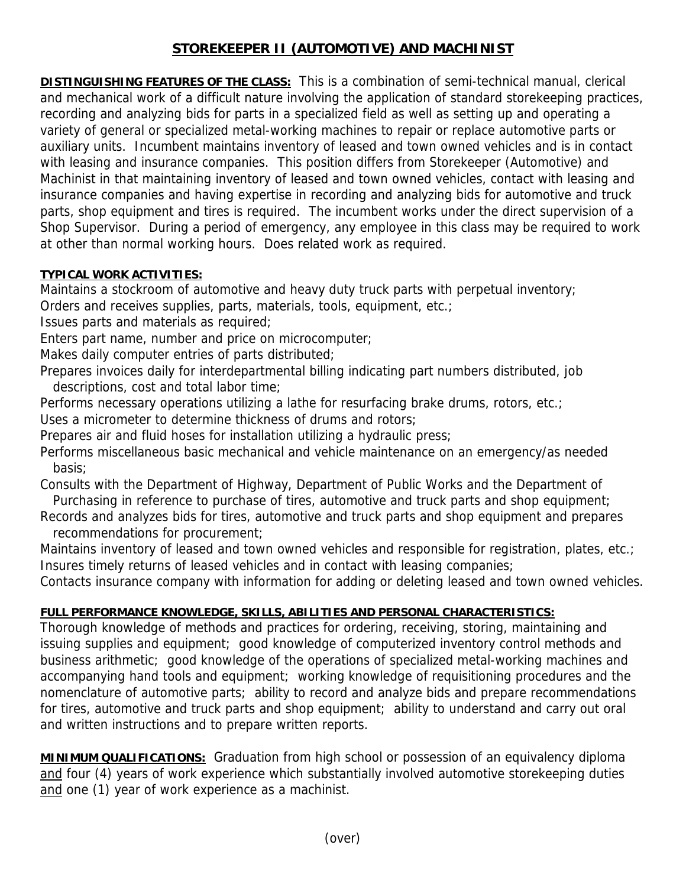# STOREKEEPER II (AUTOMOTIVE) AND MACHINIST

**DISTINGUISHING FEATURES OF THE CLASS:** This is a combination of semi-technical manual, clerical and mechanical work of a difficult nature involving the application of standard storekeeping practices, recording and analyzing bids for parts in a specialized field as well as setting up and operating a variety of general or specialized metal-working machines to repair or replace automotive parts or auxiliary units. Incumbent maintains inventory of leased and town owned vehicles and is in contact with leasing and insurance companies. This position differs from Storekeeper (Automotive) and Machinist in that maintaining inventory of leased and town owned vehicles, contact with leasing and insurance companies and having expertise in recording and analyzing bids for automotive and truck parts, shop equipment and tires is required. The incumbent works under the direct supervision of a Shop Supervisor. During a period of emergency, any employee in this class may be required to work at other than normal working hours. Does related work as required.

**TYPICAL WORK ACTIVITIES:**

Maintains a stockroom of automotive and heavy duty truck parts with perpetual inventory;
Orders and receives supplies, parts, materials, tools, equipment, etc.;
Issues parts and materials as required;
Enters part name, number and price on microcomputer;
Makes daily computer entries of parts distributed;
Prepares invoices daily for interdepartmental billing indicating part numbers distributed, job descriptions, cost and total labor time;
Performs necessary operations utilizing a lathe for resurfacing brake drums, rotors, etc.;
Uses a micrometer to determine thickness of drums and rotors;
Prepares air and fluid hoses for installation utilizing a hydraulic press;
Performs miscellaneous basic mechanical and vehicle maintenance on an emergency/as needed basis;
Consults with the Department of Highway, Department of Public Works and the Department of Purchasing in reference to purchase of tires, automotive and truck parts and shop equipment;
Records and analyzes bids for tires, automotive and truck parts and shop equipment and prepares recommendations for procurement;
Maintains inventory of leased and town owned vehicles and responsible for registration, plates, etc.;
Insures timely returns of leased vehicles and in contact with leasing companies;
Contacts insurance company with information for adding or deleting leased and town owned vehicles.

**FULL PERFORMANCE KNOWLEDGE, SKILLS, ABILITIES AND PERSONAL CHARACTERISTICS:**
Thorough knowledge of methods and practices for ordering, receiving, storing, maintaining and issuing supplies and equipment; good knowledge of computerized inventory control methods and business arithmetic; good knowledge of the operations of specialized metal-working machines and accompanying hand tools and equipment; working knowledge of requisitioning procedures and the nomenclature of automotive parts; ability to record and analyze bids and prepare recommendations for tires, automotive and truck parts and shop equipment; ability to understand and carry out oral and written instructions and to prepare written reports.

**MINIMUM QUALIFICATIONS:** Graduation from high school or possession of an equivalency diploma and four (4) years of work experience which substantially involved automotive storekeeping duties and one (1) year of work experience as a machinist.

(over)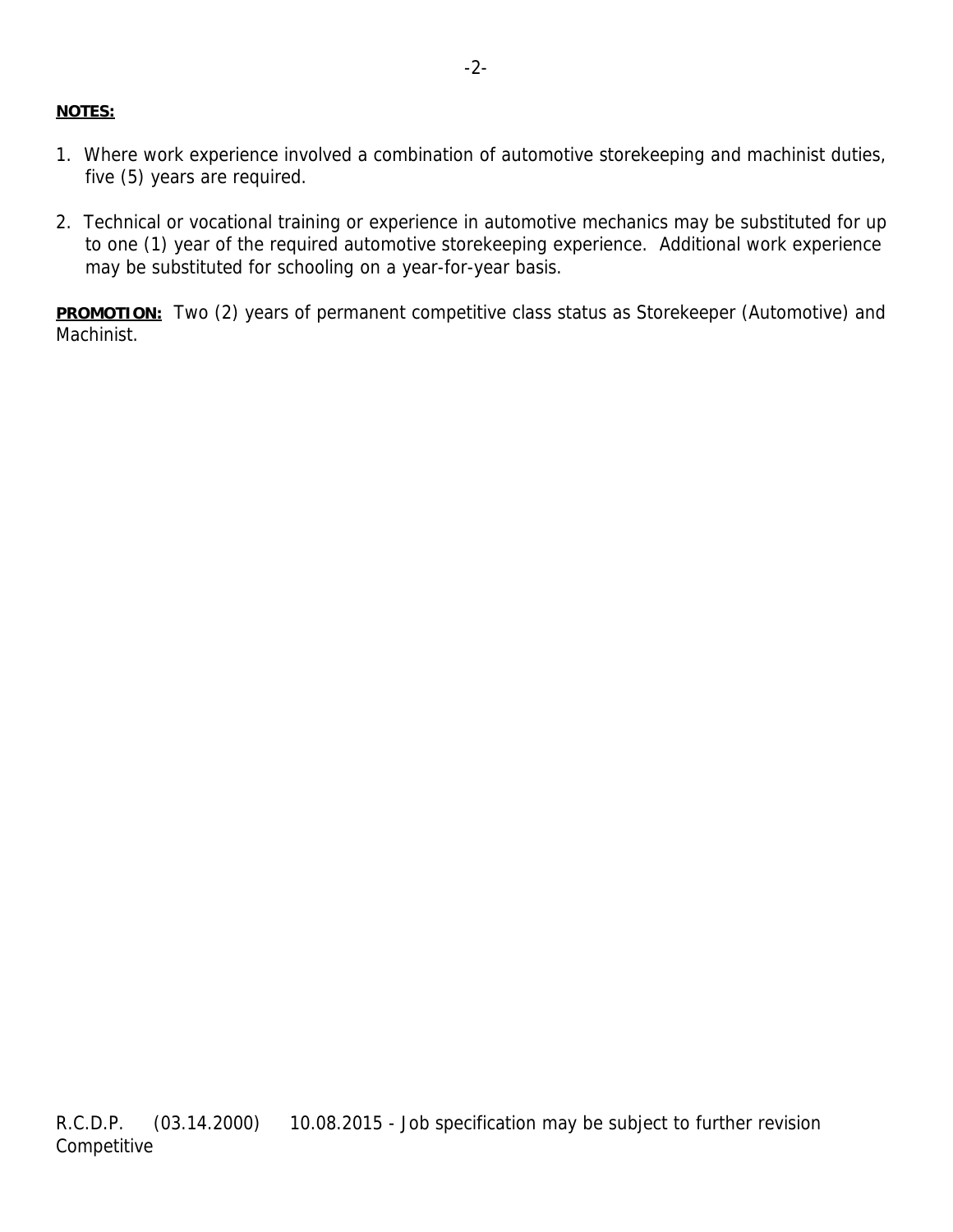**NOTES:**

1. Where work experience involved a combination of automotive storekeeping and machinist duties, five (5) years are required.

2. Technical or vocational training or experience in automotive mechanics may be substituted for up to one (1) year of the required automotive storekeeping experience. Additional work experience may be substituted for schooling on a year-for-year basis.

**PROMOTION:** Two (2) years of permanent competitive class status as Storekeeper (Automotive) and Machinist.

R.C.D.P. (03.14.2000) 10.08.2015 - Job specification may be subject to further revision
Competitive